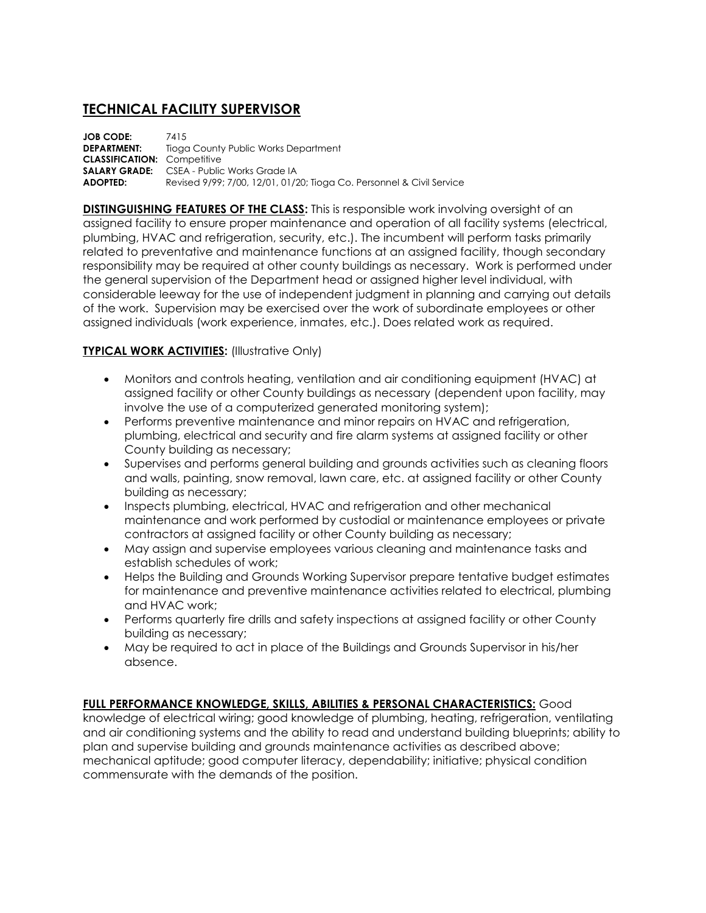# TECHNICAL FACILITY SUPERVISOR

**JOB CODE:** 7415
**DEPARTMENT:** Tioga County Public Works Department
**CLASSIFICATION:** Competitive
**SALARY GRADE:** CSEA - Public Works Grade IA
**ADOPTED:** Revised 9/99; 7/00, 12/01, 01/20; Tioga Co. Personnel & Civil Service

**DISTINGUISHING FEATURES OF THE CLASS:** This is responsible work involving oversight of an assigned facility to ensure proper maintenance and operation of all facility systems (electrical, plumbing, HVAC and refrigeration, security, etc.). The incumbent will perform tasks primarily related to preventative and maintenance functions at an assigned facility, though secondary responsibility may be required at other county buildings as necessary. Work is performed under the general supervision of the Department head or assigned higher level individual, with considerable leeway for the use of independent judgment in planning and carrying out details of the work. Supervision may be exercised over the work of subordinate employees or other assigned individuals (work experience, inmates, etc.). Does related work as required.

**TYPICAL WORK ACTIVITIES:** (Illustrative Only)

- Monitors and controls heating, ventilation and air conditioning equipment (HVAC) at assigned facility or other County buildings as necessary (dependent upon facility, may involve the use of a computerized generated monitoring system);
- Performs preventive maintenance and minor repairs on HVAC and refrigeration, plumbing, electrical and security and fire alarm systems at assigned facility or other County building as necessary;
- Supervises and performs general building and grounds activities such as cleaning floors and walls, painting, snow removal, lawn care, etc. at assigned facility or other County building as necessary;
- Inspects plumbing, electrical, HVAC and refrigeration and other mechanical maintenance and work performed by custodial or maintenance employees or private contractors at assigned facility or other County building as necessary;
- May assign and supervise employees various cleaning and maintenance tasks and establish schedules of work;
- Helps the Building and Grounds Working Supervisor prepare tentative budget estimates for maintenance and preventive maintenance activities related to electrical, plumbing and HVAC work;
- Performs quarterly fire drills and safety inspections at assigned facility or other County building as necessary;
- May be required to act in place of the Buildings and Grounds Supervisor in his/her absence.

**FULL PERFORMANCE KNOWLEDGE, SKILLS, ABILITIES & PERSONAL CHARACTERISTICS:** Good knowledge of electrical wiring; good knowledge of plumbing, heating, refrigeration, ventilating and air conditioning systems and the ability to read and understand building blueprints; ability to plan and supervise building and grounds maintenance activities as described above; mechanical aptitude; good computer literacy, dependability; initiative; physical condition commensurate with the demands of the position.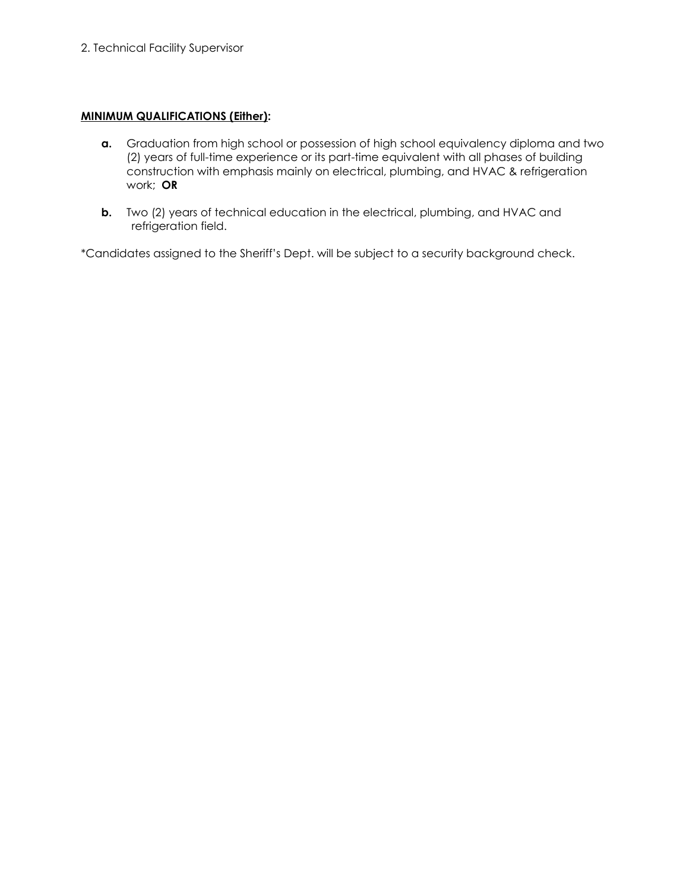**MINIMUM QUALIFICATIONS (Either):**

- **a.** Graduation from high school or possession of high school equivalency diploma and two (2) years of full-time experience or its part-time equivalent with all phases of building construction with emphasis mainly on electrical, plumbing, and HVAC & refrigeration work; **OR**

- **b.** Two (2) years of technical education in the electrical, plumbing, and HVAC and refrigeration field.

*Candidates assigned to the Sheriff's Dept. will be subject to a security background check.